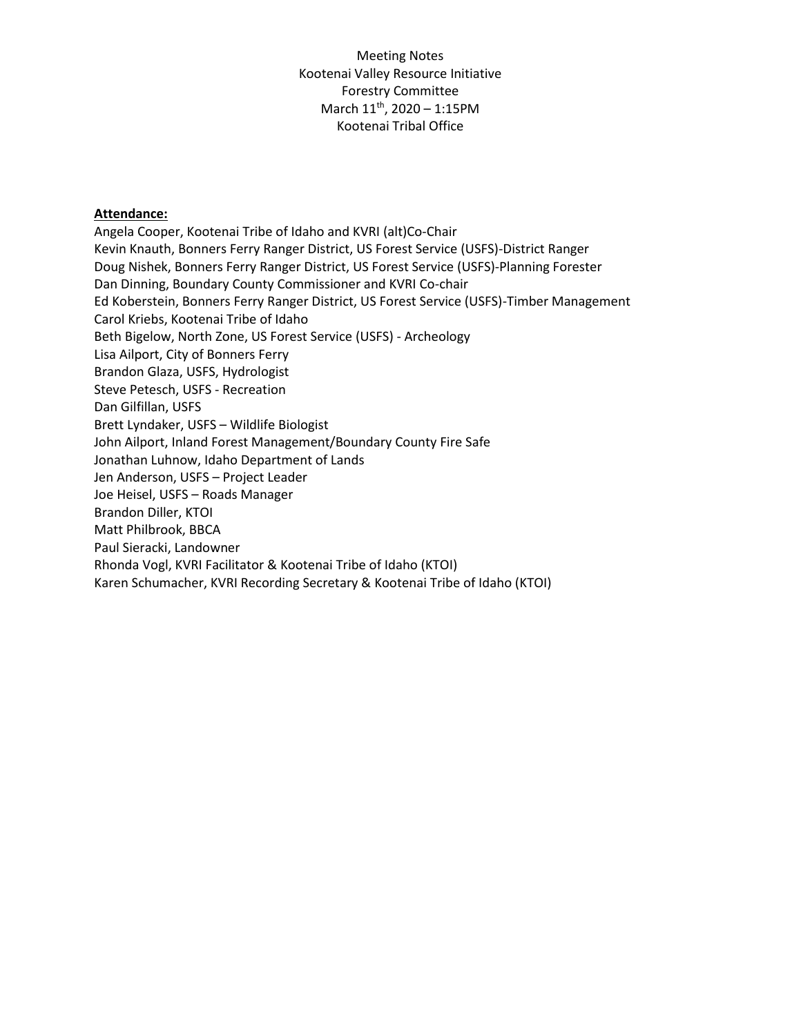Meeting Notes
Kootenai Valley Resource Initiative
Forestry Committee
March 11th, 2020 – 1:15PM
Kootenai Tribal Office

**Attendance:**

Angela Cooper, Kootenai Tribe of Idaho and KVRI (alt)Co-Chair
Kevin Knauth, Bonners Ferry Ranger District, US Forest Service (USFS)-District Ranger
Doug Nishek, Bonners Ferry Ranger District, US Forest Service (USFS)-Planning Forester
Dan Dinning, Boundary County Commissioner and KVRI Co-chair
Ed Koberstein, Bonners Ferry Ranger District, US Forest Service (USFS)-Timber Management
Carol Kriebs, Kootenai Tribe of Idaho
Beth Bigelow, North Zone, US Forest Service (USFS) - Archeology
Lisa Ailport, City of Bonners Ferry
Brandon Glaza, USFS, Hydrologist
Steve Petesch, USFS - Recreation
Dan Gilfillan, USFS
Brett Lyndaker, USFS – Wildlife Biologist
John Ailport, Inland Forest Management/Boundary County Fire Safe
Jonathan Luhnow, Idaho Department of Lands
Jen Anderson, USFS – Project Leader
Joe Heisel, USFS – Roads Manager
Brandon Diller, KTOI
Matt Philbrook, BBCA
Paul Sieracki, Landowner
Rhonda Vogl, KVRI Facilitator & Kootenai Tribe of Idaho (KTOI)
Karen Schumacher, KVRI Recording Secretary & Kootenai Tribe of Idaho (KTOI)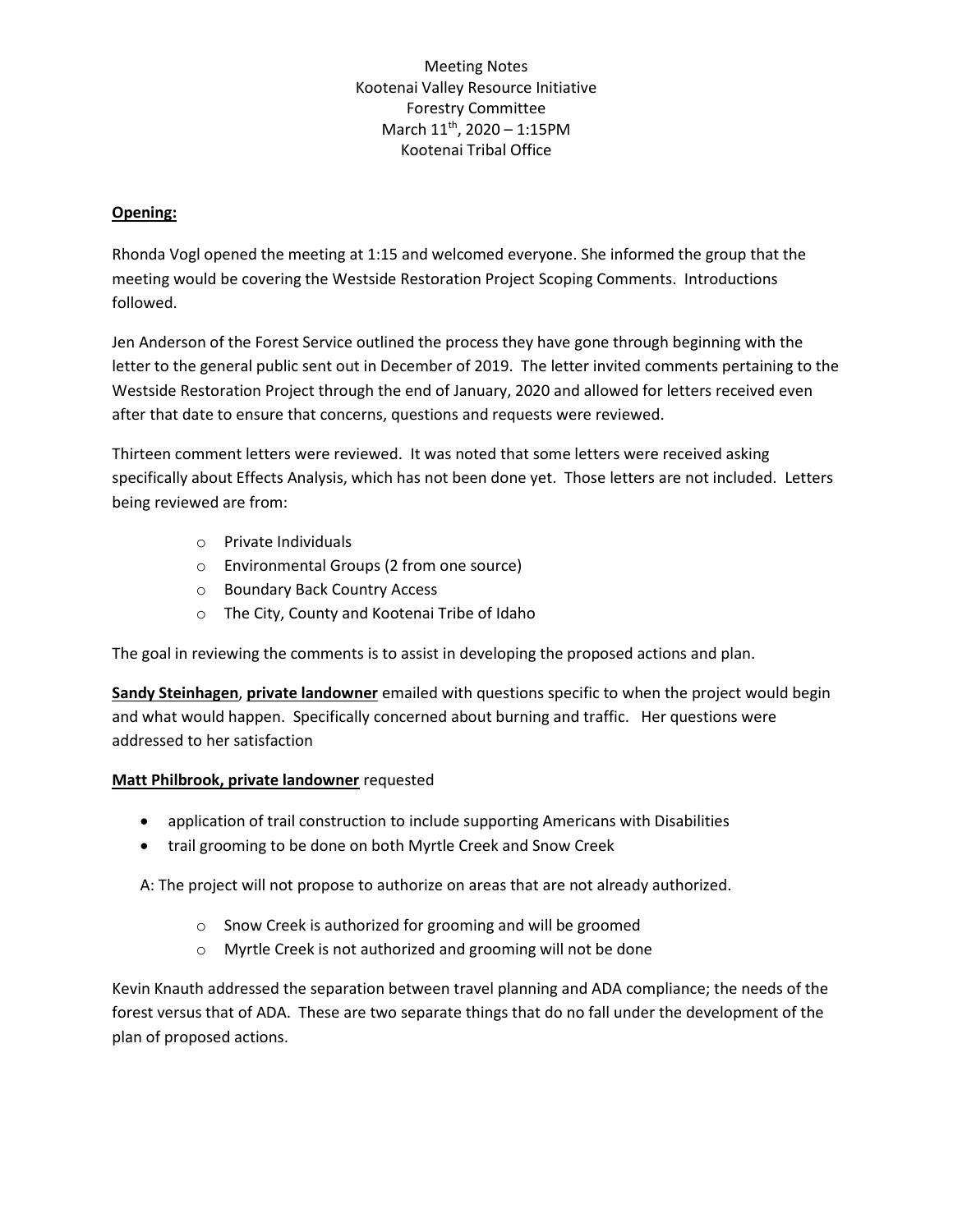Meeting Notes
Kootenai Valley Resource Initiative
Forestry Committee
March 11th, 2020 – 1:15PM
Kootenai Tribal Office

**Opening:**

Rhonda Vogl opened the meeting at 1:15 and welcomed everyone. She informed the group that the meeting would be covering the Westside Restoration Project Scoping Comments. Introductions followed.

Jen Anderson of the Forest Service outlined the process they have gone through beginning with the letter to the general public sent out in December of 2019. The letter invited comments pertaining to the Westside Restoration Project through the end of January, 2020 and allowed for letters received even after that date to ensure that concerns, questions and requests were reviewed.

Thirteen comment letters were reviewed. It was noted that some letters were received asking specifically about Effects Analysis, which has not been done yet. Those letters are not included. Letters being reviewed are from:

- Private Individuals
- Environmental Groups (2 from one source)
- Boundary Back Country Access
- The City, County and Kootenai Tribe of Idaho

The goal in reviewing the comments is to assist in developing the proposed actions and plan.

**Sandy Steinhagen, private landowner** emailed with questions specific to when the project would begin and what would happen. Specifically concerned about burning and traffic. Her questions were addressed to her satisfaction

**Matt Philbrook, private landowner** requested

- application of trail construction to include supporting Americans with Disabilities
- trail grooming to be done on both Myrtle Creek and Snow Creek

A: The project will not propose to authorize on areas that are not already authorized.

- Snow Creek is authorized for grooming and will be groomed
- Myrtle Creek is not authorized and grooming will not be done

Kevin Knauth addressed the separation between travel planning and ADA compliance; the needs of the forest versus that of ADA. These are two separate things that do no fall under the development of the plan of proposed actions.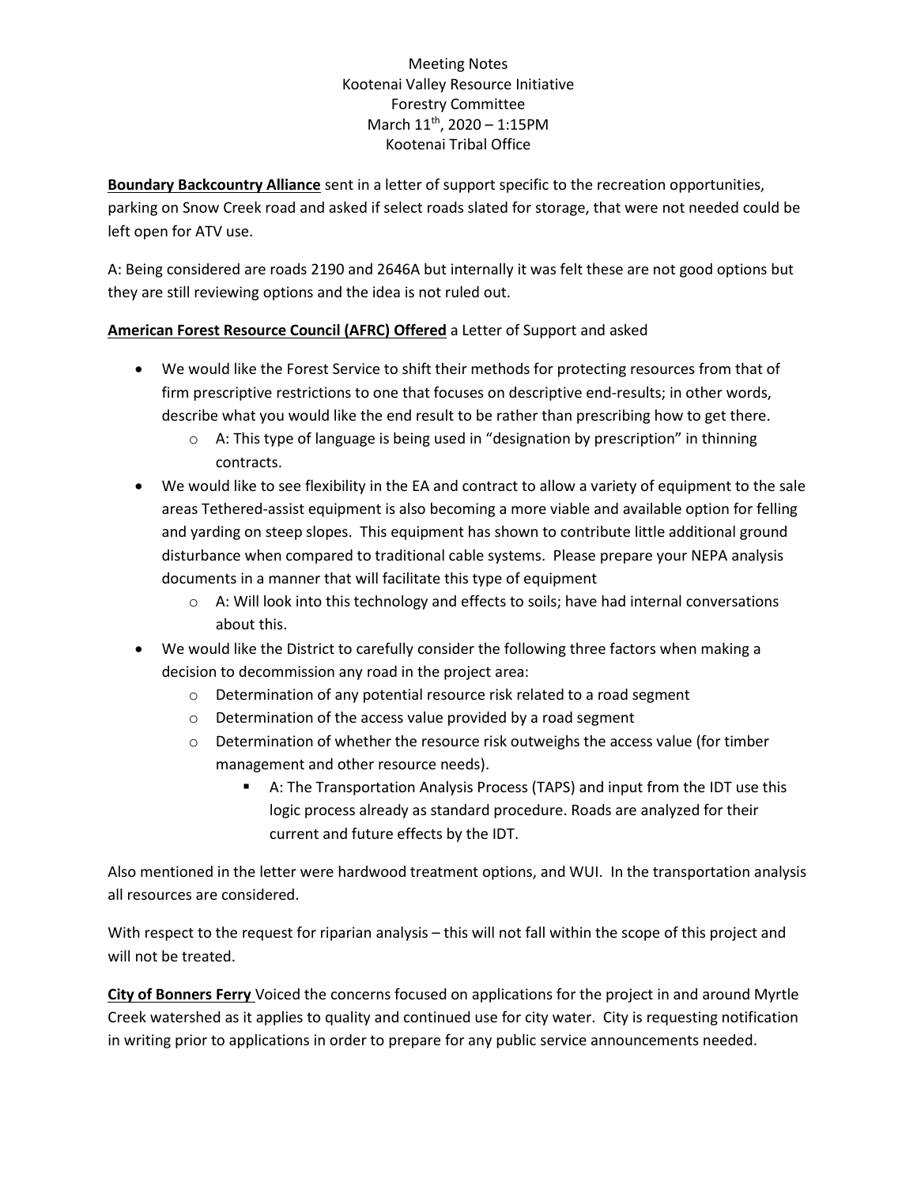Meeting Notes
Kootenai Valley Resource Initiative
Forestry Committee
March 11th, 2020 – 1:15PM
Kootenai Tribal Office

**Boundary Backcountry Alliance** sent in a letter of support specific to the recreation opportunities, parking on Snow Creek road and asked if select roads slated for storage, that were not needed could be left open for ATV use.

A: Being considered are roads 2190 and 2646A but internally it was felt these are not good options but they are still reviewing options and the idea is not ruled out.

**American Forest Resource Council (AFRC) Offered** a Letter of Support and asked

- We would like the Forest Service to shift their methods for protecting resources from that of firm prescriptive restrictions to one that focuses on descriptive end-results; in other words, describe what you would like the end result to be rather than prescribing how to get there.
  - A: This type of language is being used in "designation by prescription" in thinning contracts.
- We would like to see flexibility in the EA and contract to allow a variety of equipment to the sale areas Tethered-assist equipment is also becoming a more viable and available option for felling and yarding on steep slopes. This equipment has shown to contribute little additional ground disturbance when compared to traditional cable systems. Please prepare your NEPA analysis documents in a manner that will facilitate this type of equipment
  - A: Will look into this technology and effects to soils; have had internal conversations about this.
- We would like the District to carefully consider the following three factors when making a decision to decommission any road in the project area:
  - Determination of any potential resource risk related to a road segment
  - Determination of the access value provided by a road segment
  - Determination of whether the resource risk outweighs the access value (for timber management and other resource needs).
    - A: The Transportation Analysis Process (TAPS) and input from the IDT use this logic process already as standard procedure. Roads are analyzed for their current and future effects by the IDT.

Also mentioned in the letter were hardwood treatment options, and WUI. In the transportation analysis all resources are considered.

With respect to the request for riparian analysis – this will not fall within the scope of this project and will not be treated.

**City of Bonners Ferry** Voiced the concerns focused on applications for the project in and around Myrtle Creek watershed as it applies to quality and continued use for city water. City is requesting notification in writing prior to applications in order to prepare for any public service announcements needed.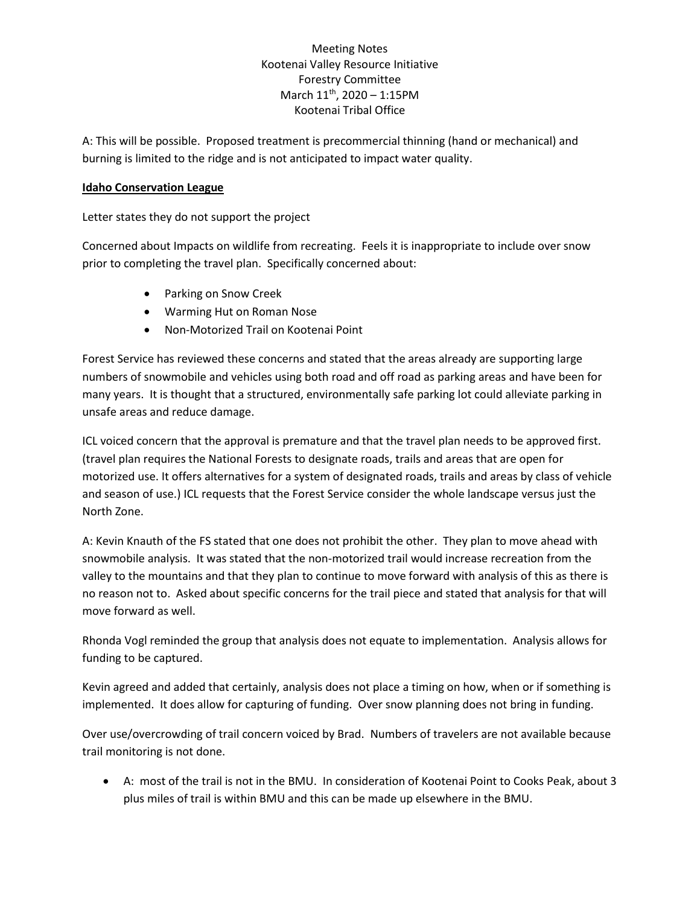Meeting Notes
Kootenai Valley Resource Initiative
Forestry Committee
March 11th, 2020 – 1:15PM
Kootenai Tribal Office

A: This will be possible. Proposed treatment is precommercial thinning (hand or mechanical) and burning is limited to the ridge and is not anticipated to impact water quality.

**Idaho Conservation League**

Letter states they do not support the project

Concerned about Impacts on wildlife from recreating. Feels it is inappropriate to include over snow prior to completing the travel plan. Specifically concerned about:

- Parking on Snow Creek
- Warming Hut on Roman Nose
- Non-Motorized Trail on Kootenai Point

Forest Service has reviewed these concerns and stated that the areas already are supporting large numbers of snowmobile and vehicles using both road and off road as parking areas and have been for many years. It is thought that a structured, environmentally safe parking lot could alleviate parking in unsafe areas and reduce damage.

ICL voiced concern that the approval is premature and that the travel plan needs to be approved first. (travel plan requires the National Forests to designate roads, trails and areas that are open for motorized use. It offers alternatives for a system of designated roads, trails and areas by class of vehicle and season of use.) ICL requests that the Forest Service consider the whole landscape versus just the North Zone.

A: Kevin Knauth of the FS stated that one does not prohibit the other. They plan to move ahead with snowmobile analysis. It was stated that the non-motorized trail would increase recreation from the valley to the mountains and that they plan to continue to move forward with analysis of this as there is no reason not to. Asked about specific concerns for the trail piece and stated that analysis for that will move forward as well.

Rhonda Vogl reminded the group that analysis does not equate to implementation. Analysis allows for funding to be captured.

Kevin agreed and added that certainly, analysis does not place a timing on how, when or if something is implemented. It does allow for capturing of funding. Over snow planning does not bring in funding.

Over use/overcrowding of trail concern voiced by Brad. Numbers of travelers are not available because trail monitoring is not done.

- A: most of the trail is not in the BMU. In consideration of Kootenai Point to Cooks Peak, about 3 plus miles of trail is within BMU and this can be made up elsewhere in the BMU.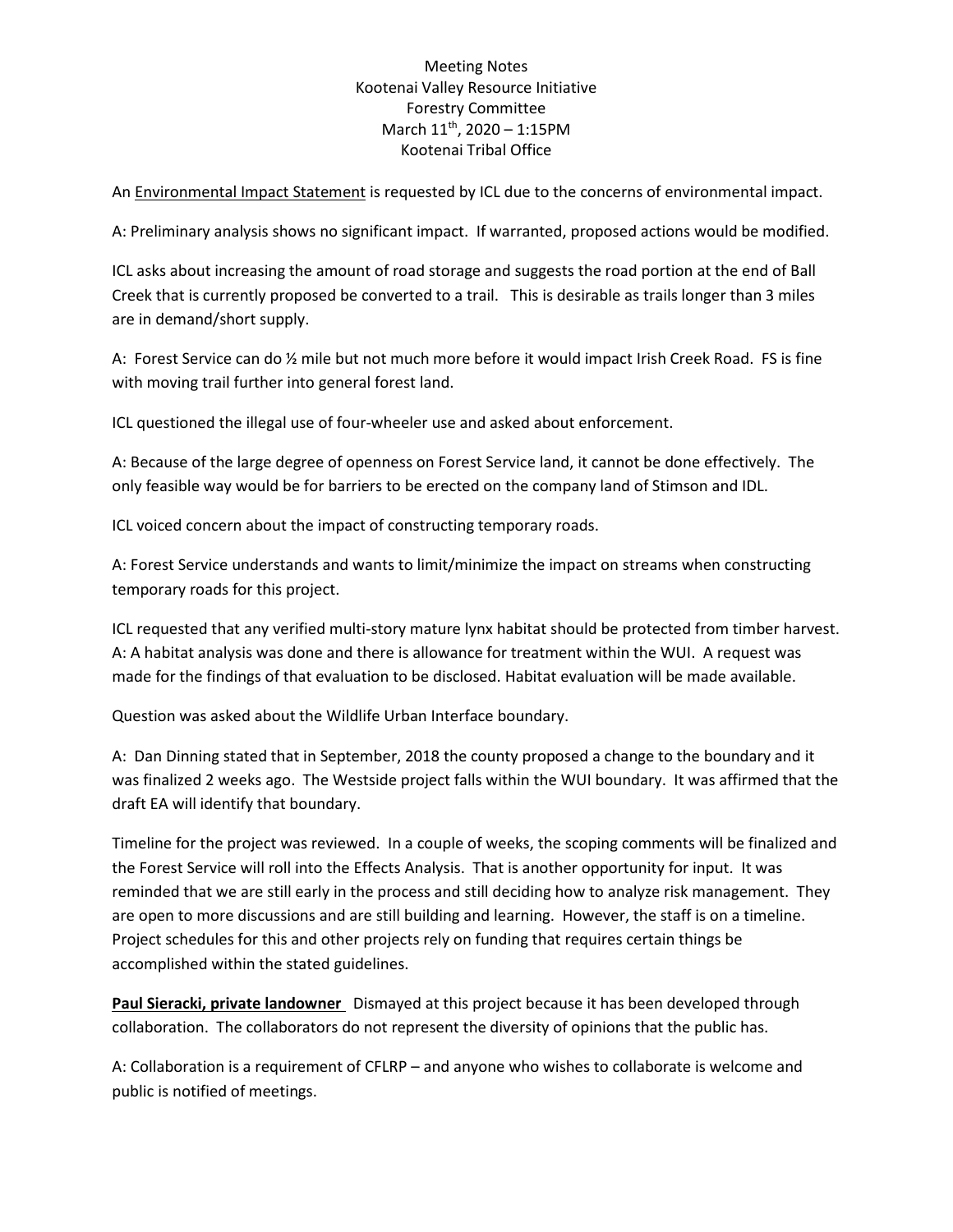Meeting Notes
Kootenai Valley Resource Initiative
Forestry Committee
March 11th, 2020 – 1:15PM
Kootenai Tribal Office

An Environmental Impact Statement is requested by ICL due to the concerns of environmental impact.

A: Preliminary analysis shows no significant impact. If warranted, proposed actions would be modified.

ICL asks about increasing the amount of road storage and suggests the road portion at the end of Ball Creek that is currently proposed be converted to a trail. This is desirable as trails longer than 3 miles are in demand/short supply.

A: Forest Service can do ½ mile but not much more before it would impact Irish Creek Road. FS is fine with moving trail further into general forest land.

ICL questioned the illegal use of four-wheeler use and asked about enforcement.

A: Because of the large degree of openness on Forest Service land, it cannot be done effectively. The only feasible way would be for barriers to be erected on the company land of Stimson and IDL.

ICL voiced concern about the impact of constructing temporary roads.

A: Forest Service understands and wants to limit/minimize the impact on streams when constructing temporary roads for this project.

ICL requested that any verified multi-story mature lynx habitat should be protected from timber harvest.
A: A habitat analysis was done and there is allowance for treatment within the WUI. A request was made for the findings of that evaluation to be disclosed. Habitat evaluation will be made available.

Question was asked about the Wildlife Urban Interface boundary.

A: Dan Dinning stated that in September, 2018 the county proposed a change to the boundary and it was finalized 2 weeks ago. The Westside project falls within the WUI boundary. It was affirmed that the draft EA will identify that boundary.

Timeline for the project was reviewed. In a couple of weeks, the scoping comments will be finalized and the Forest Service will roll into the Effects Analysis. That is another opportunity for input. It was reminded that we are still early in the process and still deciding how to analyze risk management. They are open to more discussions and are still building and learning. However, the staff is on a timeline. Project schedules for this and other projects rely on funding that requires certain things be accomplished within the stated guidelines.

**Paul Sieracki, private landowner** Dismayed at this project because it has been developed through collaboration. The collaborators do not represent the diversity of opinions that the public has.

A: Collaboration is a requirement of CFLRP – and anyone who wishes to collaborate is welcome and public is notified of meetings.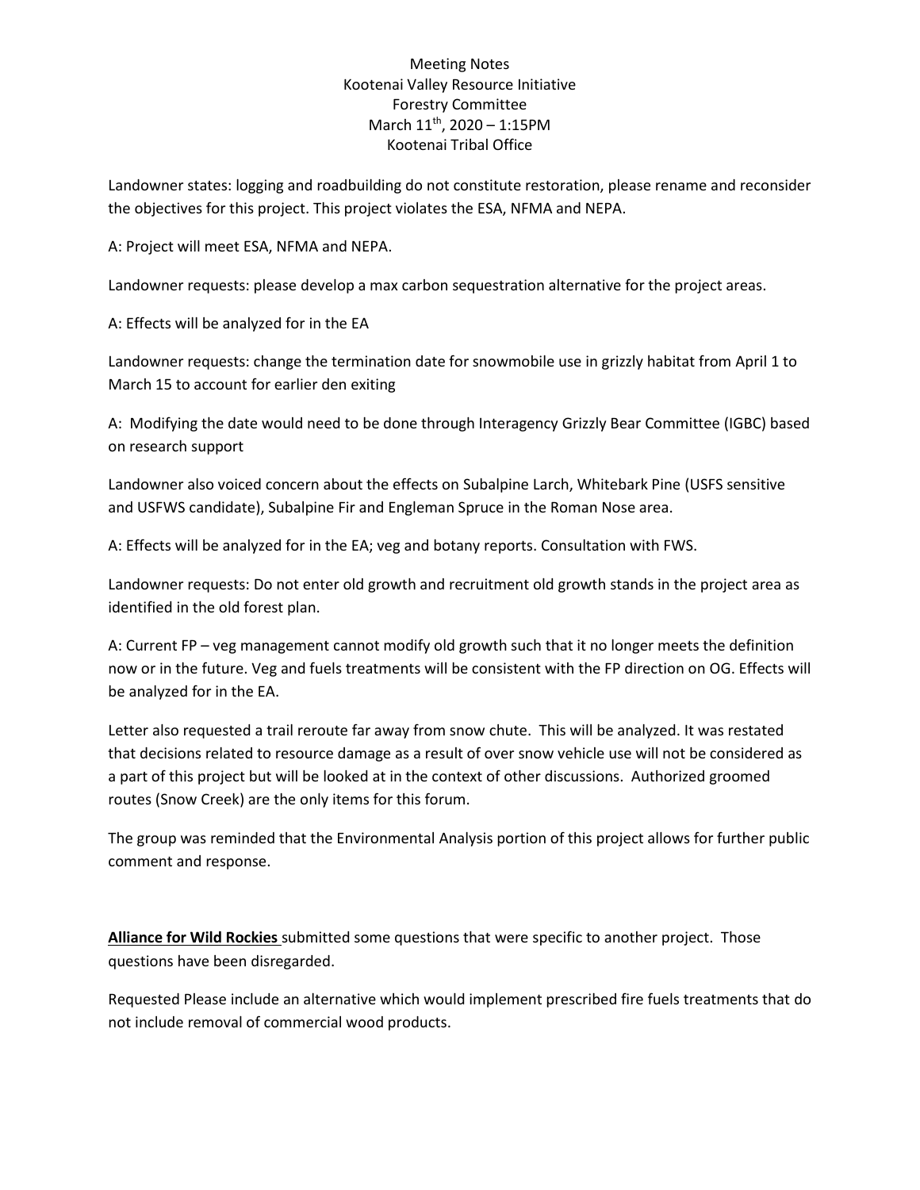Meeting Notes
Kootenai Valley Resource Initiative
Forestry Committee
March 11th, 2020 – 1:15PM
Kootenai Tribal Office

Landowner states: logging and roadbuilding do not constitute restoration, please rename and reconsider the objectives for this project. This project violates the ESA, NFMA and NEPA.

A: Project will meet ESA, NFMA and NEPA.

Landowner requests: please develop a max carbon sequestration alternative for the project areas.

A: Effects will be analyzed for in the EA

Landowner requests: change the termination date for snowmobile use in grizzly habitat from April 1 to March 15 to account for earlier den exiting

A: Modifying the date would need to be done through Interagency Grizzly Bear Committee (IGBC) based on research support

Landowner also voiced concern about the effects on Subalpine Larch, Whitebark Pine (USFS sensitive and USFWS candidate), Subalpine Fir and Engleman Spruce in the Roman Nose area.

A: Effects will be analyzed for in the EA; veg and botany reports. Consultation with FWS.

Landowner requests: Do not enter old growth and recruitment old growth stands in the project area as identified in the old forest plan.

A: Current FP – veg management cannot modify old growth such that it no longer meets the definition now or in the future. Veg and fuels treatments will be consistent with the FP direction on OG. Effects will be analyzed for in the EA.

Letter also requested a trail reroute far away from snow chute. This will be analyzed. It was restated that decisions related to resource damage as a result of over snow vehicle use will not be considered as a part of this project but will be looked at in the context of other discussions. Authorized groomed routes (Snow Creek) are the only items for this forum.

The group was reminded that the Environmental Analysis portion of this project allows for further public comment and response.

**Alliance for Wild Rockies** submitted some questions that were specific to another project. Those questions have been disregarded.

Requested Please include an alternative which would implement prescribed fire fuels treatments that do not include removal of commercial wood products.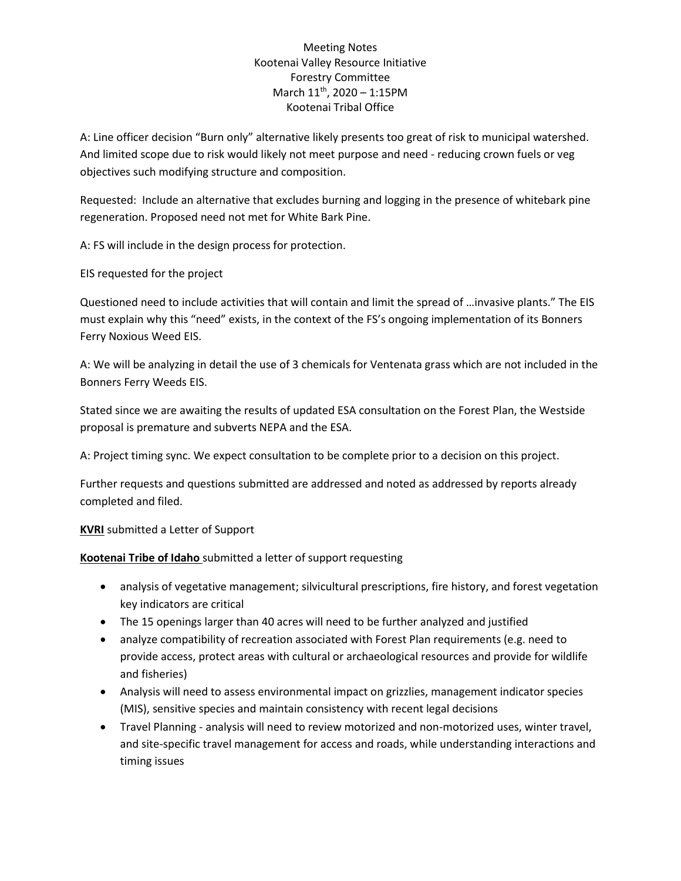Meeting Notes
Kootenai Valley Resource Initiative
Forestry Committee
March 11th, 2020 – 1:15PM
Kootenai Tribal Office

A: Line officer decision "Burn only" alternative likely presents too great of risk to municipal watershed. And limited scope due to risk would likely not meet purpose and need - reducing crown fuels or veg objectives such modifying structure and composition.

Requested: Include an alternative that excludes burning and logging in the presence of whitebark pine regeneration. Proposed need not met for White Bark Pine.

A: FS will include in the design process for protection.

EIS requested for the project

Questioned need to include activities that will contain and limit the spread of …invasive plants." The EIS must explain why this "need" exists, in the context of the FS's ongoing implementation of its Bonners Ferry Noxious Weed EIS.

A: We will be analyzing in detail the use of 3 chemicals for Ventenata grass which are not included in the Bonners Ferry Weeds EIS.

Stated since we are awaiting the results of updated ESA consultation on the Forest Plan, the Westside proposal is premature and subverts NEPA and the ESA.

A: Project timing sync. We expect consultation to be complete prior to a decision on this project.

Further requests and questions submitted are addressed and noted as addressed by reports already completed and filed.

**KVRI** submitted a Letter of Support

**Kootenai Tribe of Idaho** submitted a letter of support requesting

- analysis of vegetative management; silvicultural prescriptions, fire history, and forest vegetation key indicators are critical
- The 15 openings larger than 40 acres will need to be further analyzed and justified
- analyze compatibility of recreation associated with Forest Plan requirements (e.g. need to provide access, protect areas with cultural or archaeological resources and provide for wildlife and fisheries)
- Analysis will need to assess environmental impact on grizzlies, management indicator species (MIS), sensitive species and maintain consistency with recent legal decisions
- Travel Planning - analysis will need to review motorized and non-motorized uses, winter travel, and site-specific travel management for access and roads, while understanding interactions and timing issues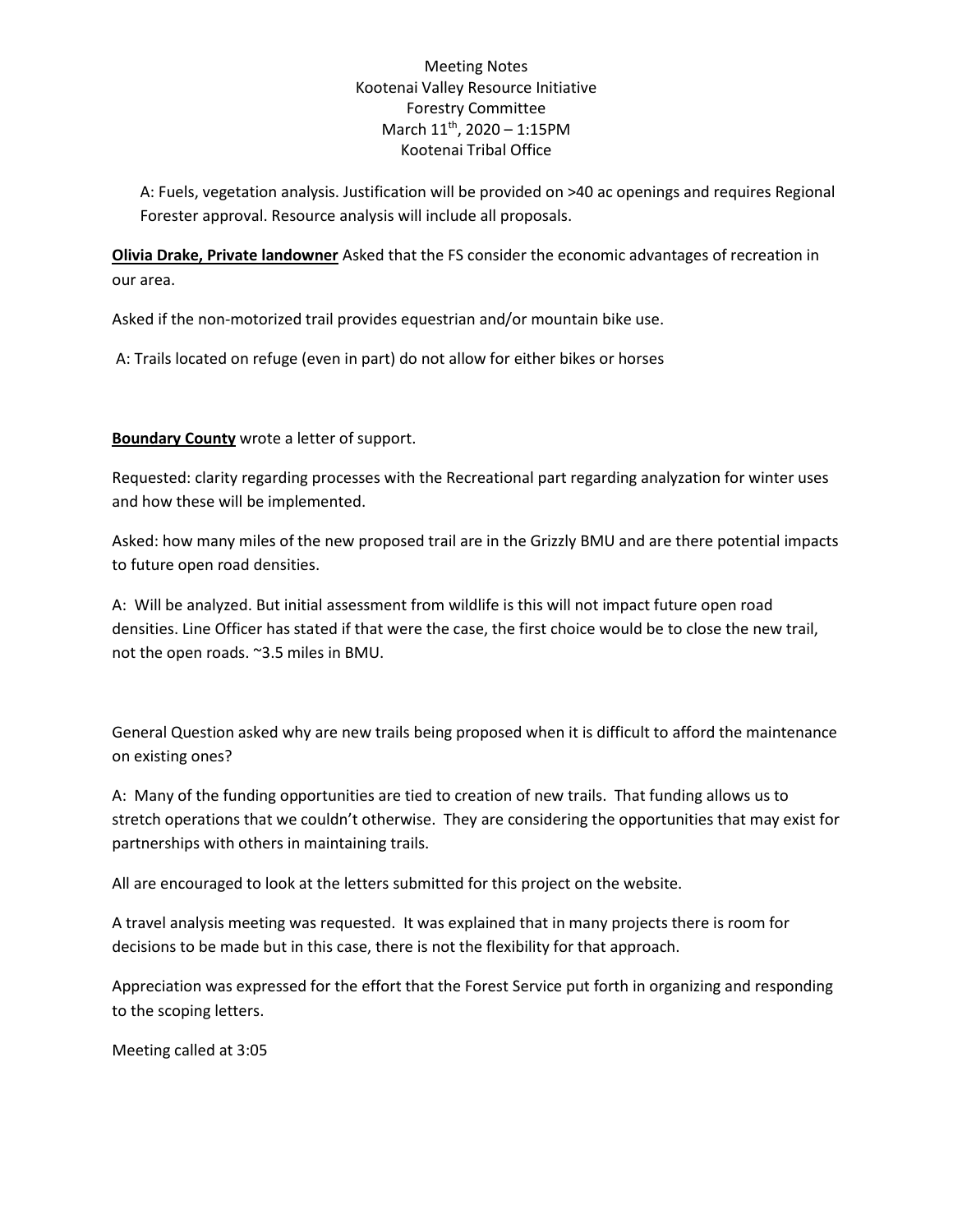Meeting Notes
Kootenai Valley Resource Initiative
Forestry Committee
March 11th, 2020 – 1:15PM
Kootenai Tribal Office

A: Fuels, vegetation analysis. Justification will be provided on >40 ac openings and requires Regional Forester approval. Resource analysis will include all proposals.

**Olivia Drake, Private landowner** Asked that the FS consider the economic advantages of recreation in our area.

Asked if the non-motorized trail provides equestrian and/or mountain bike use.

A: Trails located on refuge (even in part) do not allow for either bikes or horses

**Boundary County** wrote a letter of support.

Requested: clarity regarding processes with the Recreational part regarding analyzation for winter uses and how these will be implemented.

Asked: how many miles of the new proposed trail are in the Grizzly BMU and are there potential impacts to future open road densities.

A: Will be analyzed. But initial assessment from wildlife is this will not impact future open road densities. Line Officer has stated if that were the case, the first choice would be to close the new trail, not the open roads. ~3.5 miles in BMU.

General Question asked why are new trails being proposed when it is difficult to afford the maintenance on existing ones?

A: Many of the funding opportunities are tied to creation of new trails. That funding allows us to stretch operations that we couldn't otherwise. They are considering the opportunities that may exist for partnerships with others in maintaining trails.

All are encouraged to look at the letters submitted for this project on the website.

A travel analysis meeting was requested. It was explained that in many projects there is room for decisions to be made but in this case, there is not the flexibility for that approach.

Appreciation was expressed for the effort that the Forest Service put forth in organizing and responding to the scoping letters.

Meeting called at 3:05